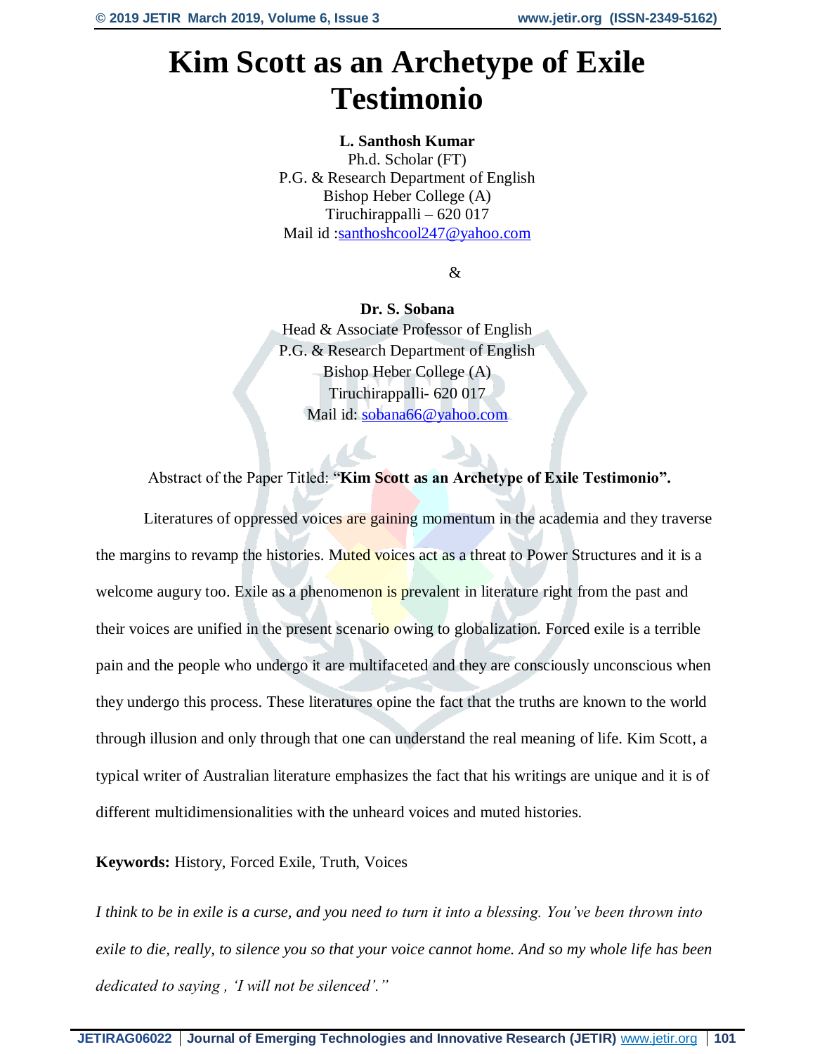# Kim Scott as an Archetype of Exile Testimonio

**L. Santhosh Kumar**
Ph.d. Scholar (FT)
P.G. & Research Department of English
Bishop Heber College (A)
Tiruchirappalli – 620 017
Mail id :santhoshcool247@yahoo.com

&

**Dr. S. Sobana**
Head & Associate Professor of English
P.G. & Research Department of English
Bishop Heber College (A)
Tiruchirappalli- 620 017
Mail id: sobana66@yahoo.com

Abstract of the Paper Titled: "**Kim Scott as an Archetype of Exile Testimonio".**

Literatures of oppressed voices are gaining momentum in the academia and they traverse the margins to revamp the histories. Muted voices act as a threat to Power Structures and it is a welcome augury too. Exile as a phenomenon is prevalent in literature right from the past and their voices are unified in the present scenario owing to globalization. Forced exile is a terrible pain and the people who undergo it are multifaceted and they are consciously unconscious when they undergo this process. These literatures opine the fact that the truths are known to the world through illusion and only through that one can understand the real meaning of life. Kim Scott, a typical writer of Australian literature emphasizes the fact that his writings are unique and it is of different multidimensionalities with the unheard voices and muted histories.

**Keywords:** History, Forced Exile, Truth, Voices

*I think to be in exile is a curse, and you need to turn it into a blessing. You've been thrown into exile to die, really, to silence you so that your voice cannot home. And so my whole life has been dedicated to saying , 'I will not be silenced'."*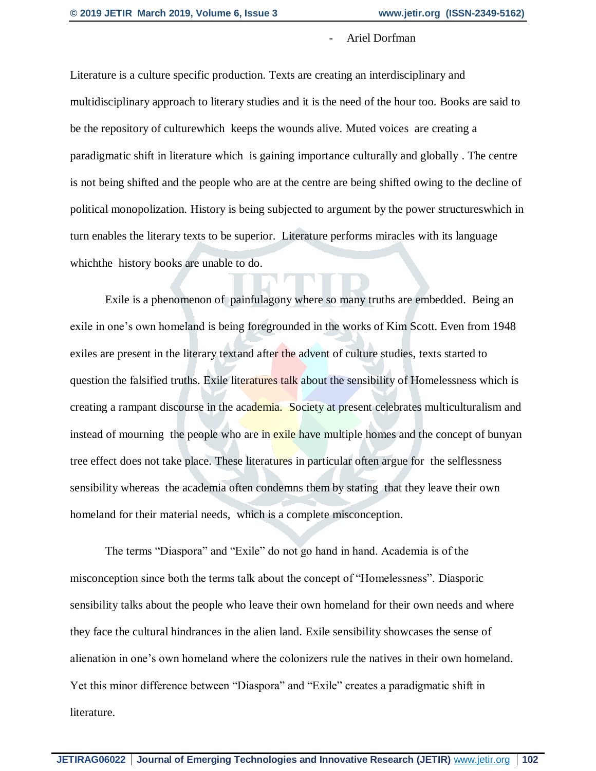- Ariel Dorfman

Literature is a culture specific production. Texts are creating an interdisciplinary and multidisciplinary approach to literary studies and it is the need of the hour too. Books are said to be the repository of culturewhich keeps the wounds alive. Muted voices are creating a paradigmatic shift in literature which is gaining importance culturally and globally . The centre is not being shifted and the people who are at the centre are being shifted owing to the decline of political monopolization. History is being subjected to argument by the power structureswhich in turn enables the literary texts to be superior. Literature performs miracles with its language whichthe history books are unable to do.

Exile is a phenomenon of painfulagony where so many truths are embedded. Being an exile in one's own homeland is being foregrounded in the works of Kim Scott. Even from 1948 exiles are present in the literary textand after the advent of culture studies, texts started to question the falsified truths. Exile literatures talk about the sensibility of Homelessness which is creating a rampant discourse in the academia. Society at present celebrates multiculturalism and instead of mourning the people who are in exile have multiple homes and the concept of bunyan tree effect does not take place. These literatures in particular often argue for the selflessness sensibility whereas the academia often condemns them by stating that they leave their own homeland for their material needs, which is a complete misconception.

The terms "Diaspora" and "Exile" do not go hand in hand. Academia is of the misconception since both the terms talk about the concept of "Homelessness". Diasporic sensibility talks about the people who leave their own homeland for their own needs and where they face the cultural hindrances in the alien land. Exile sensibility showcases the sense of alienation in one's own homeland where the colonizers rule the natives in their own homeland. Yet this minor difference between "Diaspora" and "Exile" creates a paradigmatic shift in literature.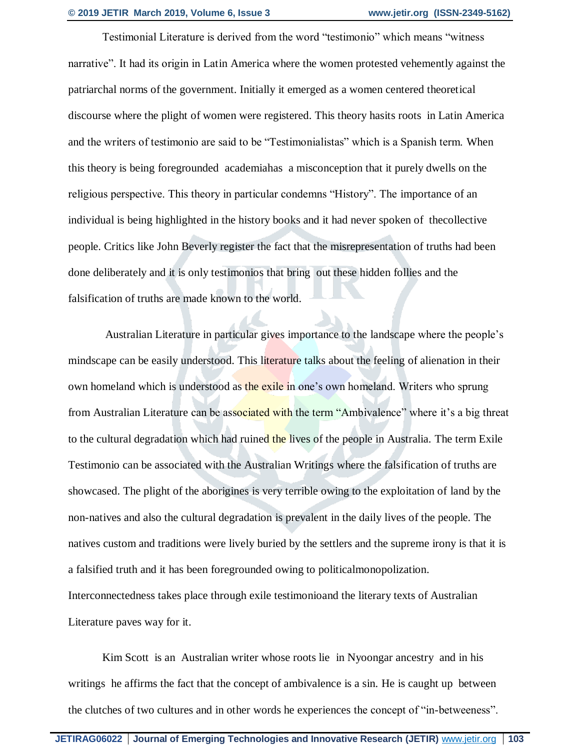Testimonial Literature is derived from the word "testimonio" which means "witness narrative". It had its origin in Latin America where the women protested vehemently against the patriarchal norms of the government. Initially it emerged as a women centered theoretical discourse where the plight of women were registered. This theory hasits roots in Latin America and the writers of testimonio are said to be "Testimonialistas" which is a Spanish term. When this theory is being foregrounded academiahas a misconception that it purely dwells on the religious perspective. This theory in particular condemns "History". The importance of an individual is being highlighted in the history books and it had never spoken of thecollective people. Critics like John Beverly register the fact that the misrepresentation of truths had been done deliberately and it is only testimonios that bring out these hidden follies and the falsification of truths are made known to the world.

Australian Literature in particular gives importance to the landscape where the people's mindscape can be easily understood. This literature talks about the feeling of alienation in their own homeland which is understood as the exile in one's own homeland. Writers who sprung from Australian Literature can be associated with the term "Ambivalence" where it's a big threat to the cultural degradation which had ruined the lives of the people in Australia. The term Exile Testimonio can be associated with the Australian Writings where the falsification of truths are showcased. The plight of the aborigines is very terrible owing to the exploitation of land by the non-natives and also the cultural degradation is prevalent in the daily lives of the people. The natives custom and traditions were lively buried by the settlers and the supreme irony is that it is a falsified truth and it has been foregrounded owing to politicalmonopolization. Interconnectedness takes place through exile testimonioand the literary texts of Australian Literature paves way for it.

Kim Scott is an Australian writer whose roots lie in Nyoongar ancestry and in his writings he affirms the fact that the concept of ambivalence is a sin. He is caught up between the clutches of two cultures and in other words he experiences the concept of "in-betweeness".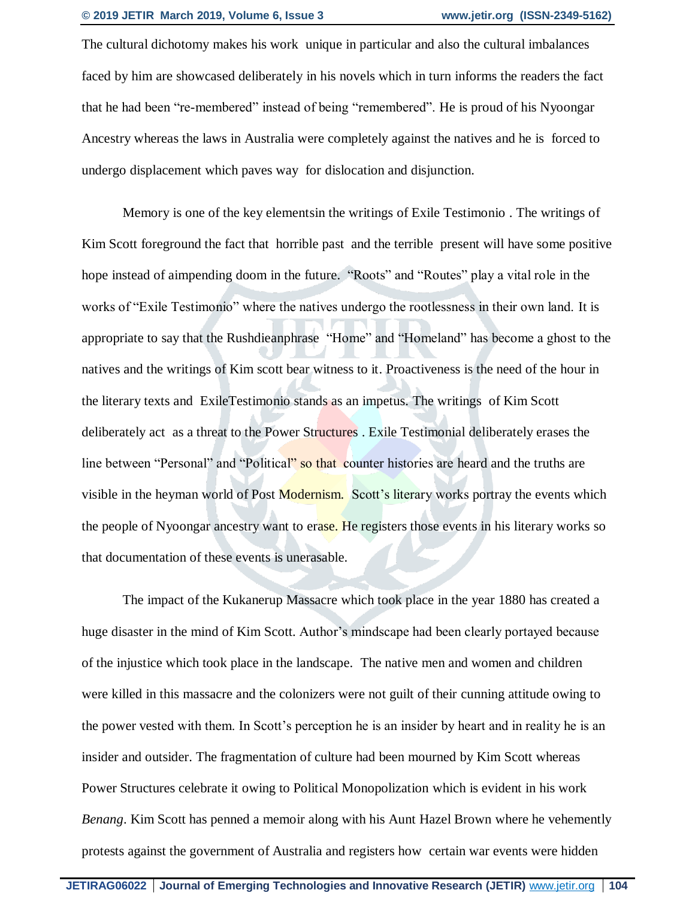The cultural dichotomy makes his work unique in particular and also the cultural imbalances faced by him are showcased deliberately in his novels which in turn informs the readers the fact that he had been "re-membered" instead of being "remembered". He is proud of his Nyoongar Ancestry whereas the laws in Australia were completely against the natives and he is forced to undergo displacement which paves way for dislocation and disjunction.

Memory is one of the key elementsin the writings of Exile Testimonio . The writings of Kim Scott foreground the fact that horrible past and the terrible present will have some positive hope instead of aimpending doom in the future. "Roots" and "Routes" play a vital role in the works of "Exile Testimonio" where the natives undergo the rootlessness in their own land. It is appropriate to say that the Rushdieanphrase "Home" and "Homeland" has become a ghost to the natives and the writings of Kim scott bear witness to it. Proactiveness is the need of the hour in the literary texts and ExileTestimonio stands as an impetus. The writings of Kim Scott deliberately act as a threat to the Power Structures . Exile Testimonial deliberately erases the line between "Personal" and "Political" so that counter histories are heard and the truths are visible in the heyman world of Post Modernism. Scott's literary works portray the events which the people of Nyoongar ancestry want to erase. He registers those events in his literary works so that documentation of these events is unerasable.

The impact of the Kukanerup Massacre which took place in the year 1880 has created a huge disaster in the mind of Kim Scott. Author's mindscape had been clearly portayed because of the injustice which took place in the landscape. The native men and women and children were killed in this massacre and the colonizers were not guilt of their cunning attitude owing to the power vested with them. In Scott's perception he is an insider by heart and in reality he is an insider and outsider. The fragmentation of culture had been mourned by Kim Scott whereas Power Structures celebrate it owing to Political Monopolization which is evident in his work *Benang*. Kim Scott has penned a memoir along with his Aunt Hazel Brown where he vehemently protests against the government of Australia and registers how certain war events were hidden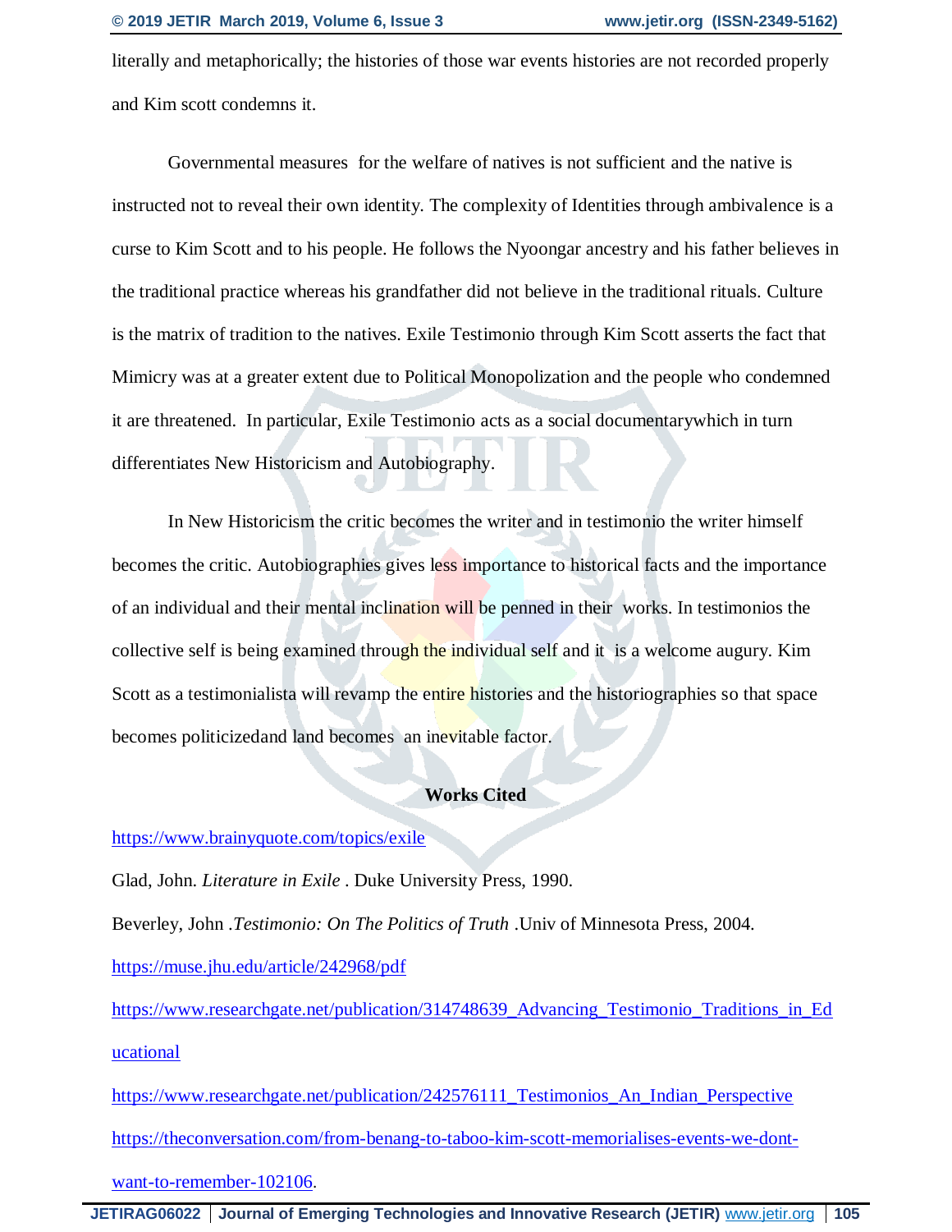literally and metaphorically; the histories of those war events histories are not recorded properly and Kim scott condemns it.

Governmental measures for the welfare of natives is not sufficient and the native is instructed not to reveal their own identity. The complexity of Identities through ambivalence is a curse to Kim Scott and to his people. He follows the Nyoongar ancestry and his father believes in the traditional practice whereas his grandfather did not believe in the traditional rituals. Culture is the matrix of tradition to the natives. Exile Testimonio through Kim Scott asserts the fact that Mimicry was at a greater extent due to Political Monopolization and the people who condemned it are threatened. In particular, Exile Testimonio acts as a social documentarywhich in turn differentiates New Historicism and Autobiography.

In New Historicism the critic becomes the writer and in testimonio the writer himself becomes the critic. Autobiographies gives less importance to historical facts and the importance of an individual and their mental inclination will be penned in their works. In testimonios the collective self is being examined through the individual self and it is a welcome augury. Kim Scott as a testimonialista will revamp the entire histories and the historiographies so that space becomes politicizedand land becomes an inevitable factor.

## Works Cited

https://www.brainyquote.com/topics/exile

Glad, John. *Literature in Exile* . Duke University Press, 1990.

Beverley, John .*Testimonio: On The Politics of Truth* .Univ of Minnesota Press, 2004.

https://muse.jhu.edu/article/242968/pdf

https://www.researchgate.net/publication/314748639_Advancing_Testimonio_Traditions_in_Educational

https://www.researchgate.net/publication/242576111_Testimonios_An_Indian_Perspective

https://theconversation.com/from-benang-to-taboo-kim-scott-memorialises-events-we-dont-want-to-remember-102106.